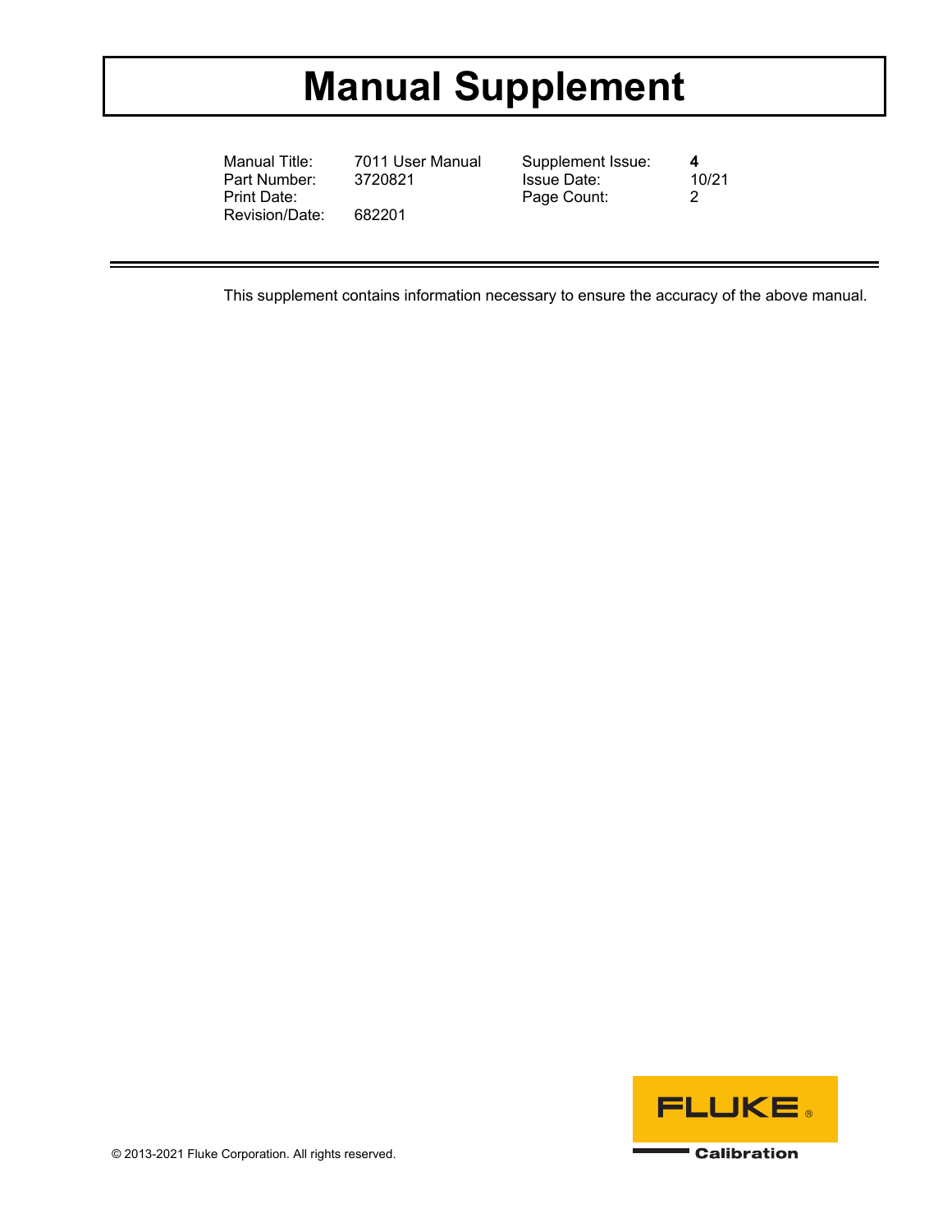# Manual Supplement

| Manual Title: | 7011 User Manual | Supplement Issue: | **4** |
|---|---|---|---|
| Part Number: | 3720821 | Issue Date: | 10/21 |
| Print Date: | | Page Count: | 2 |
| Revision/Date: | 682201 | | |

This supplement contains information necessary to ensure the accuracy of the above manual.

FLUKE ® Calibration

© 2013-2021 Fluke Corporation. All rights reserved.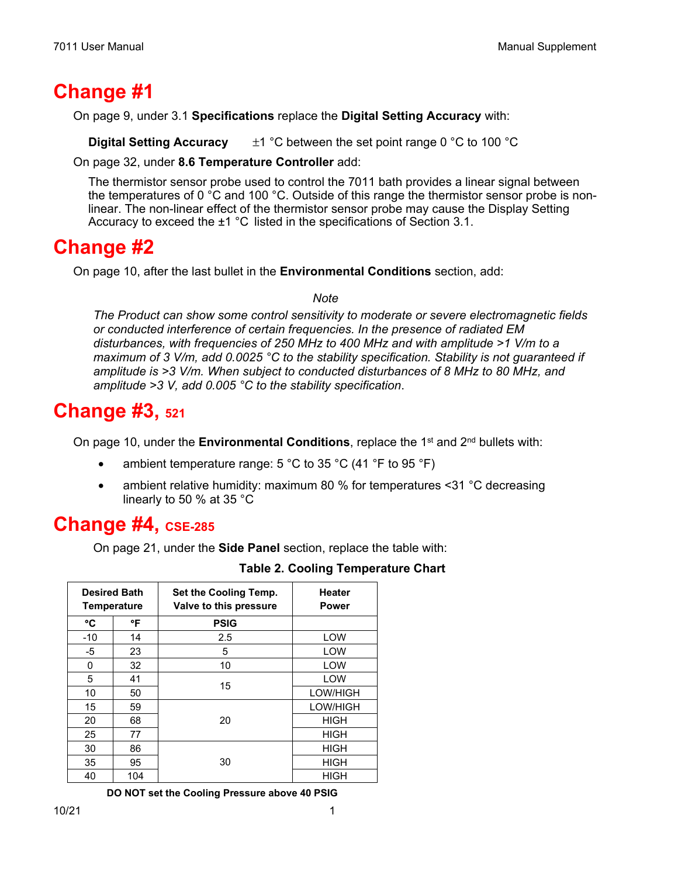# Change #1

On page 9, under 3.1 **Specifications** replace the **Digital Setting Accuracy** with:

**Digital Setting Accuracy** ±1 °C between the set point range 0 °C to 100 °C

On page 32, under **8.6 Temperature Controller** add:

The thermistor sensor probe used to control the 7011 bath provides a linear signal between the temperatures of 0 °C and 100 °C. Outside of this range the thermistor sensor probe is non-linear. The non-linear effect of the thermistor sensor probe may cause the Display Setting Accuracy to exceed the ±1 °C listed in the specifications of Section 3.1.

# Change #2

On page 10, after the last bullet in the **Environmental Conditions** section, add:

*Note*

*The Product can show some control sensitivity to moderate or severe electromagnetic fields or conducted interference of certain frequencies. In the presence of radiated EM disturbances, with frequencies of 250 MHz to 400 MHz and with amplitude >1 V/m to a maximum of 3 V/m, add 0.0025 °C to the stability specification. Stability is not guaranteed if amplitude is >3 V/m. When subject to conducted disturbances of 8 MHz to 80 MHz, and amplitude >3 V, add 0.005 °C to the stability specification*.

# Change #3, 521

On page 10, under the **Environmental Conditions**, replace the 1st and 2nd bullets with:

- ambient temperature range: 5 °C to 35 °C (41 °F to 95 °F)
- ambient relative humidity: maximum 80 % for temperatures <31 °C decreasing linearly to 50 % at 35 °C

# Change #4, CSE-285

On page 21, under the **Side Panel** section, replace the table with:

**Table 2. Cooling Temperature Chart**

| Desired Bath Temperature | | Set the Cooling Temp. Valve to this pressure | Heater Power |
|---|---|---|---|
| **°C** | **°F** | **PSIG** | |
| -10 | 14 | 2.5 | LOW |
| -5 | 23 | 5 | LOW |
| 0 | 32 | 10 | LOW |
| 5 | 41 | 15 | LOW |
| 10 | 50 | 15 | LOW/HIGH |
| 15 | 59 | 20 | LOW/HIGH |
| 20 | 68 | 20 | HIGH |
| 25 | 77 | 20 | HIGH |
| 30 | 86 | 30 | HIGH |
| 35 | 95 | 30 | HIGH |
| 40 | 104 | 30 | HIGH |

**DO NOT set the Cooling Pressure above 40 PSIG**

10/21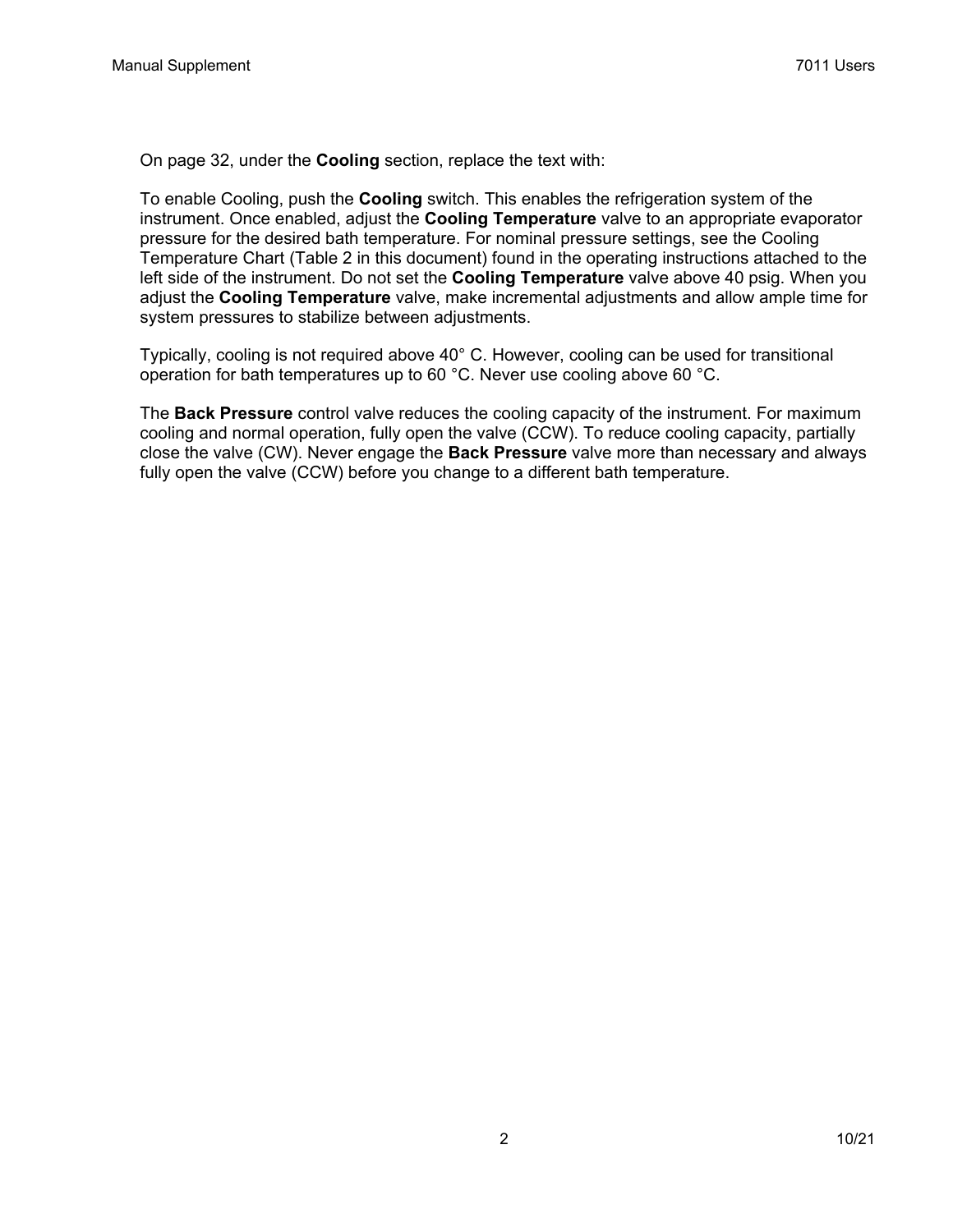On page 32, under the **Cooling** section, replace the text with:

To enable Cooling, push the **Cooling** switch. This enables the refrigeration system of the instrument. Once enabled, adjust the **Cooling Temperature** valve to an appropriate evaporator pressure for the desired bath temperature. For nominal pressure settings, see the Cooling Temperature Chart (Table 2 in this document) found in the operating instructions attached to the left side of the instrument. Do not set the **Cooling Temperature** valve above 40 psig. When you adjust the **Cooling Temperature** valve, make incremental adjustments and allow ample time for system pressures to stabilize between adjustments.

Typically, cooling is not required above 40° C. However, cooling can be used for transitional operation for bath temperatures up to 60 °C. Never use cooling above 60 °C.

The **Back Pressure** control valve reduces the cooling capacity of the instrument. For maximum cooling and normal operation, fully open the valve (CCW). To reduce cooling capacity, partially close the valve (CW). Never engage the **Back Pressure** valve more than necessary and always fully open the valve (CCW) before you change to a different bath temperature.